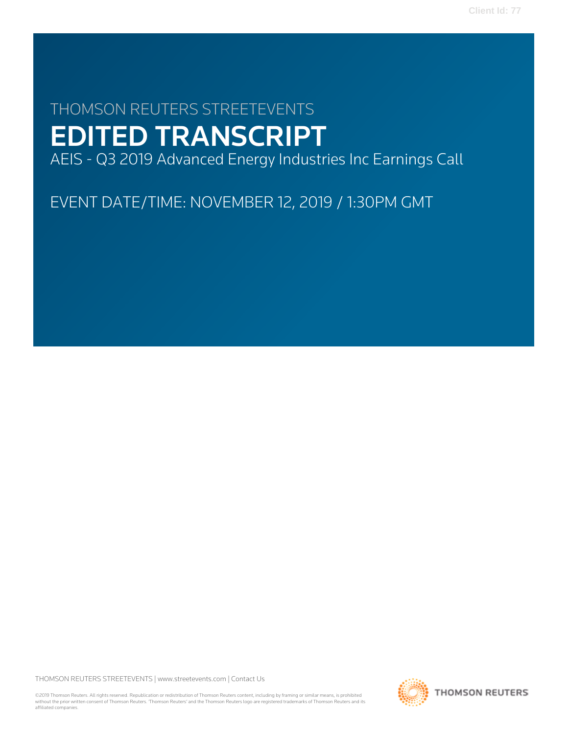# THOMSON REUTERS STREETEVENTS

# EDITED TRANSCRIPT

AEIS - Q3 2019 Advanced Energy Industries Inc Earnings Call

EVENT DATE/TIME: NOVEMBER 12, 2019 / 1:30PM GMT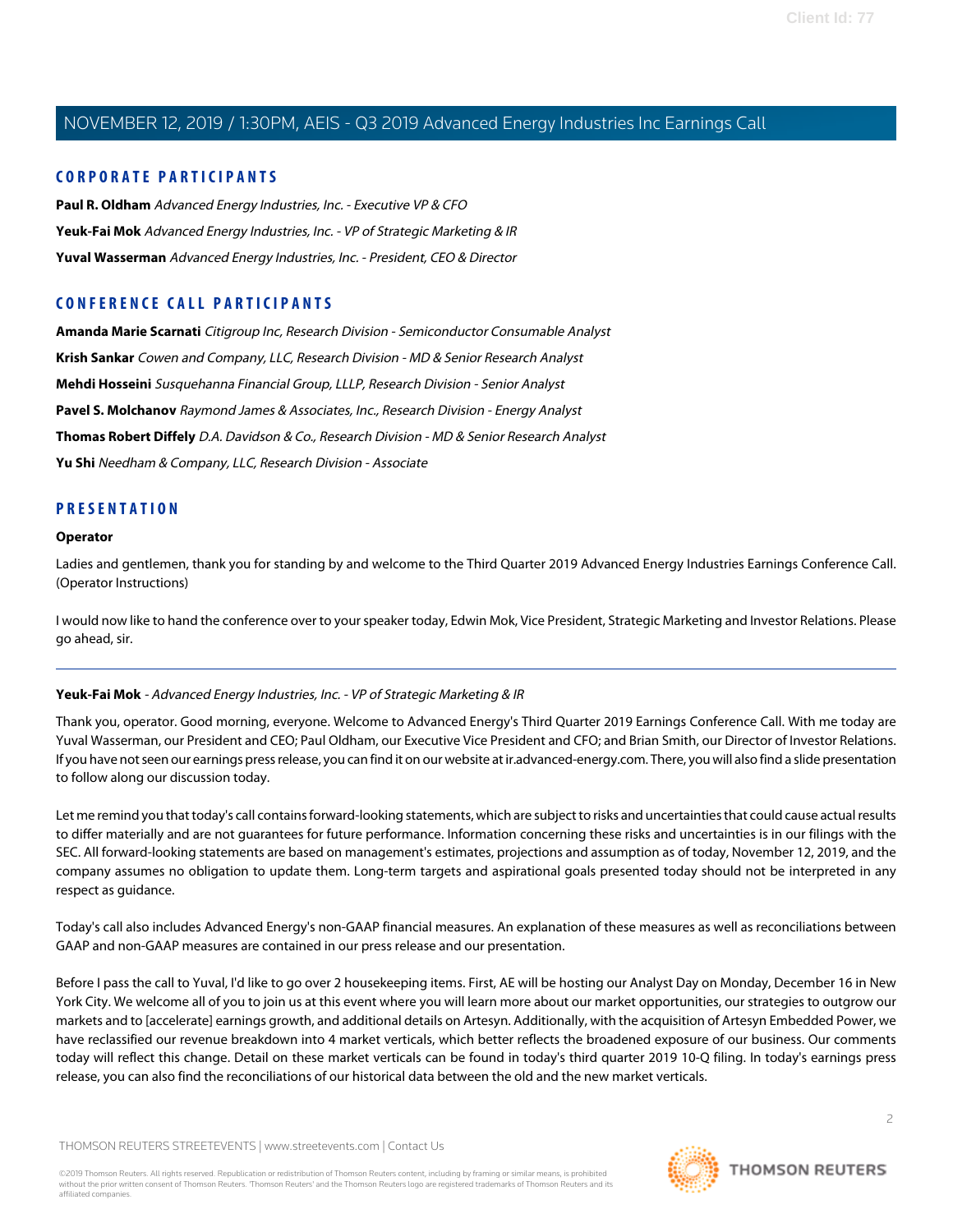## CORPORATE PARTICIPANTS

**Paul R. Oldham** *Advanced Energy Industries, Inc. - Executive VP & CFO*

**Yeuk-Fai Mok** *Advanced Energy Industries, Inc. - VP of Strategic Marketing & IR*

**Yuval Wasserman** *Advanced Energy Industries, Inc. - President, CEO & Director*

## CONFERENCE CALL PARTICIPANTS

**Amanda Marie Scarnati** *Citigroup Inc, Research Division - Semiconductor Consumable Analyst*

**Krish Sankar** *Cowen and Company, LLC, Research Division - MD & Senior Research Analyst*

**Mehdi Hosseini** *Susquehanna Financial Group, LLLP, Research Division - Senior Analyst*

**Pavel S. Molchanov** *Raymond James & Associates, Inc., Research Division - Energy Analyst*

**Thomas Robert Diffely** *D.A. Davidson & Co., Research Division - MD & Senior Research Analyst*

**Yu Shi** *Needham & Company, LLC, Research Division - Associate*

## PRESENTATION

**Operator**

Ladies and gentlemen, thank you for standing by and welcome to the Third Quarter 2019 Advanced Energy Industries Earnings Conference Call. (Operator Instructions)

I would now like to hand the conference over to your speaker today, Edwin Mok, Vice President, Strategic Marketing and Investor Relations. Please go ahead, sir.

---

**Yeuk-Fai Mok** - *Advanced Energy Industries, Inc. - VP of Strategic Marketing & IR*

Thank you, operator. Good morning, everyone. Welcome to Advanced Energy's Third Quarter 2019 Earnings Conference Call. With me today are Yuval Wasserman, our President and CEO; Paul Oldham, our Executive Vice President and CFO; and Brian Smith, our Director of Investor Relations. If you have not seen our earnings press release, you can find it on our website at ir.advanced-energy.com. There, you will also find a slide presentation to follow along our discussion today.

Let me remind you that today's call contains forward-looking statements, which are subject to risks and uncertainties that could cause actual results to differ materially and are not guarantees for future performance. Information concerning these risks and uncertainties is in our filings with the SEC. All forward-looking statements are based on management's estimates, projections and assumption as of today, November 12, 2019, and the company assumes no obligation to update them. Long-term targets and aspirational goals presented today should not be interpreted in any respect as guidance.

Today's call also includes Advanced Energy's non-GAAP financial measures. An explanation of these measures as well as reconciliations between GAAP and non-GAAP measures are contained in our press release and our presentation.

Before I pass the call to Yuval, I'd like to go over 2 housekeeping items. First, AE will be hosting our Analyst Day on Monday, December 16 in New York City. We welcome all of you to join us at this event where you will learn more about our market opportunities, our strategies to outgrow our markets and to [accelerate] earnings growth, and additional details on Artesyn. Additionally, with the acquisition of Artesyn Embedded Power, we have reclassified our revenue breakdown into 4 market verticals, which better reflects the broadened exposure of our business. Our comments today will reflect this change. Detail on these market verticals can be found in today's third quarter 2019 10-Q filing. In today's earnings press release, you can also find the reconciliations of our historical data between the old and the new market verticals.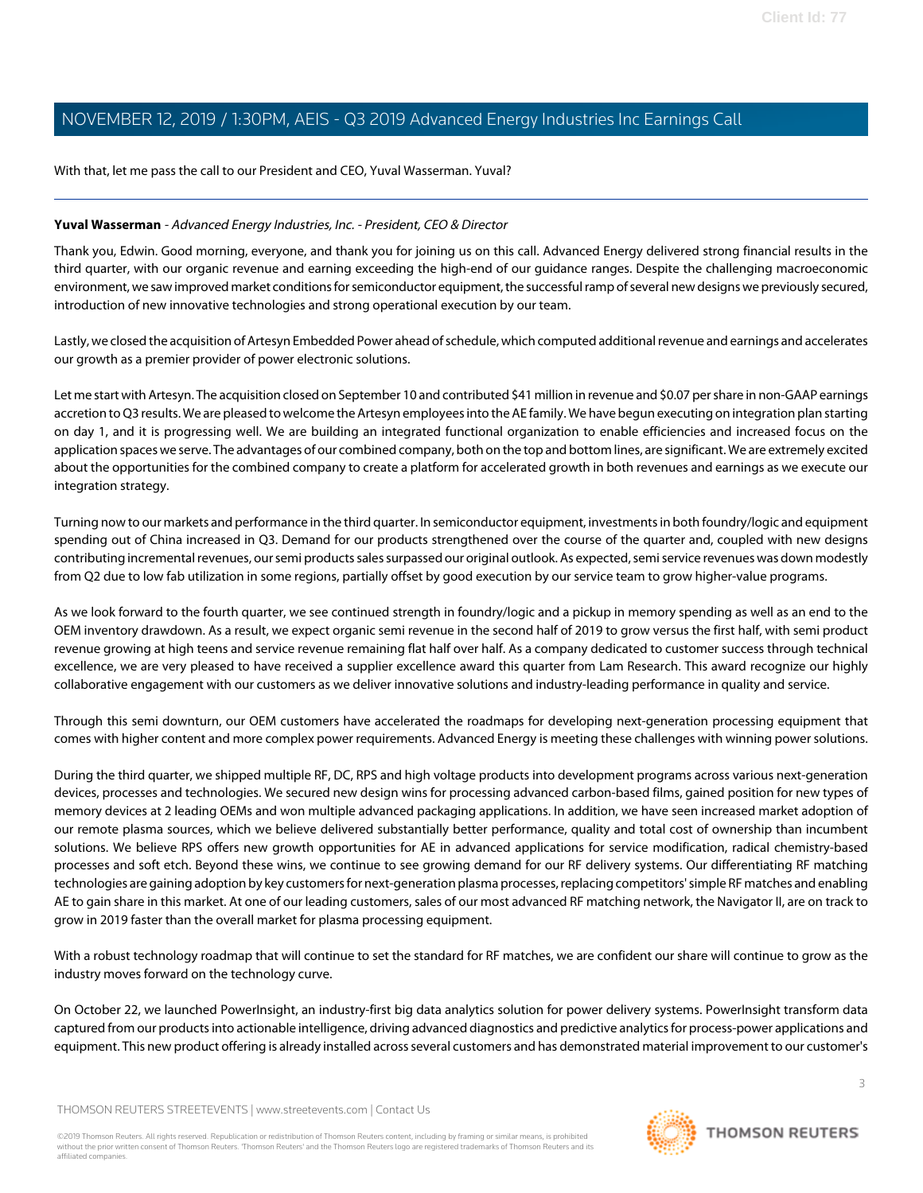With that, let me pass the call to our President and CEO, Yuval Wasserman. Yuval?

---

**Yuval Wasserman** - *Advanced Energy Industries, Inc. - President, CEO & Director*

Thank you, Edwin. Good morning, everyone, and thank you for joining us on this call. Advanced Energy delivered strong financial results in the third quarter, with our organic revenue and earning exceeding the high-end of our guidance ranges. Despite the challenging macroeconomic environment, we saw improved market conditions for semiconductor equipment, the successful ramp of several new designs we previously secured, introduction of new innovative technologies and strong operational execution by our team.

Lastly, we closed the acquisition of Artesyn Embedded Power ahead of schedule, which computed additional revenue and earnings and accelerates our growth as a premier provider of power electronic solutions.

Let me start with Artesyn. The acquisition closed on September 10 and contributed $41 million in revenue and $0.07 per share in non-GAAP earnings accretion to Q3 results. We are pleased to welcome the Artesyn employees into the AE family. We have begun executing on integration plan starting on day 1, and it is progressing well. We are building an integrated functional organization to enable efficiencies and increased focus on the application spaces we serve. The advantages of our combined company, both on the top and bottom lines, are significant. We are extremely excited about the opportunities for the combined company to create a platform for accelerated growth in both revenues and earnings as we execute our integration strategy.

Turning now to our markets and performance in the third quarter. In semiconductor equipment, investments in both foundry/logic and equipment spending out of China increased in Q3. Demand for our products strengthened over the course of the quarter and, coupled with new designs contributing incremental revenues, our semi products sales surpassed our original outlook. As expected, semi service revenues was down modestly from Q2 due to low fab utilization in some regions, partially offset by good execution by our service team to grow higher-value programs.

As we look forward to the fourth quarter, we see continued strength in foundry/logic and a pickup in memory spending as well as an end to the OEM inventory drawdown. As a result, we expect organic semi revenue in the second half of 2019 to grow versus the first half, with semi product revenue growing at high teens and service revenue remaining flat half over half. As a company dedicated to customer success through technical excellence, we are very pleased to have received a supplier excellence award this quarter from Lam Research. This award recognize our highly collaborative engagement with our customers as we deliver innovative solutions and industry-leading performance in quality and service.

Through this semi downturn, our OEM customers have accelerated the roadmaps for developing next-generation processing equipment that comes with higher content and more complex power requirements. Advanced Energy is meeting these challenges with winning power solutions.

During the third quarter, we shipped multiple RF, DC, RPS and high voltage products into development programs across various next-generation devices, processes and technologies. We secured new design wins for processing advanced carbon-based films, gained position for new types of memory devices at 2 leading OEMs and won multiple advanced packaging applications. In addition, we have seen increased market adoption of our remote plasma sources, which we believe delivered substantially better performance, quality and total cost of ownership than incumbent solutions. We believe RPS offers new growth opportunities for AE in advanced applications for service modification, radical chemistry-based processes and soft etch. Beyond these wins, we continue to see growing demand for our RF delivery systems. Our differentiating RF matching technologies are gaining adoption by key customers for next-generation plasma processes, replacing competitors' simple RF matches and enabling AE to gain share in this market. At one of our leading customers, sales of our most advanced RF matching network, the Navigator II, are on track to grow in 2019 faster than the overall market for plasma processing equipment.

With a robust technology roadmap that will continue to set the standard for RF matches, we are confident our share will continue to grow as the industry moves forward on the technology curve.

On October 22, we launched PowerInsight, an industry-first big data analytics solution for power delivery systems. PowerInsight transform data captured from our products into actionable intelligence, driving advanced diagnostics and predictive analytics for process-power applications and equipment. This new product offering is already installed across several customers and has demonstrated material improvement to our customer's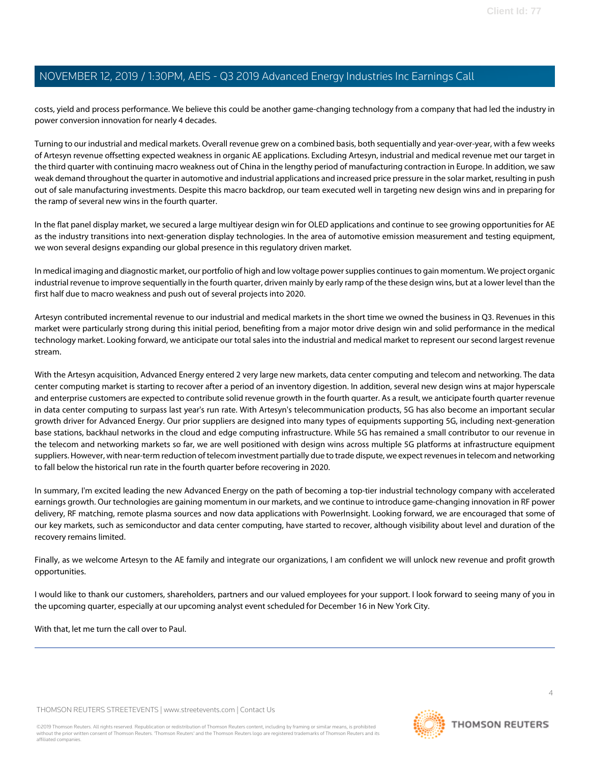costs, yield and process performance. We believe this could be another game-changing technology from a company that had led the industry in power conversion innovation for nearly 4 decades.

Turning to our industrial and medical markets. Overall revenue grew on a combined basis, both sequentially and year-over-year, with a few weeks of Artesyn revenue offsetting expected weakness in organic AE applications. Excluding Artesyn, industrial and medical revenue met our target in the third quarter with continuing macro weakness out of China in the lengthy period of manufacturing contraction in Europe. In addition, we saw weak demand throughout the quarter in automotive and industrial applications and increased price pressure in the solar market, resulting in push out of sale manufacturing investments. Despite this macro backdrop, our team executed well in targeting new design wins and in preparing for the ramp of several new wins in the fourth quarter.

In the flat panel display market, we secured a large multiyear design win for OLED applications and continue to see growing opportunities for AE as the industry transitions into next-generation display technologies. In the area of automotive emission measurement and testing equipment, we won several designs expanding our global presence in this regulatory driven market.

In medical imaging and diagnostic market, our portfolio of high and low voltage power supplies continues to gain momentum. We project organic industrial revenue to improve sequentially in the fourth quarter, driven mainly by early ramp of the these design wins, but at a lower level than the first half due to macro weakness and push out of several projects into 2020.

Artesyn contributed incremental revenue to our industrial and medical markets in the short time we owned the business in Q3. Revenues in this market were particularly strong during this initial period, benefiting from a major motor drive design win and solid performance in the medical technology market. Looking forward, we anticipate our total sales into the industrial and medical market to represent our second largest revenue stream.

With the Artesyn acquisition, Advanced Energy entered 2 very large new markets, data center computing and telecom and networking. The data center computing market is starting to recover after a period of an inventory digestion. In addition, several new design wins at major hyperscale and enterprise customers are expected to contribute solid revenue growth in the fourth quarter. As a result, we anticipate fourth quarter revenue in data center computing to surpass last year's run rate. With Artesyn's telecommunication products, 5G has also become an important secular growth driver for Advanced Energy. Our prior suppliers are designed into many types of equipments supporting 5G, including next-generation base stations, backhaul networks in the cloud and edge computing infrastructure. While 5G has remained a small contributor to our revenue in the telecom and networking markets so far, we are well positioned with design wins across multiple 5G platforms at infrastructure equipment suppliers. However, with near-term reduction of telecom investment partially due to trade dispute, we expect revenues in telecom and networking to fall below the historical run rate in the fourth quarter before recovering in 2020.

In summary, I'm excited leading the new Advanced Energy on the path of becoming a top-tier industrial technology company with accelerated earnings growth. Our technologies are gaining momentum in our markets, and we continue to introduce game-changing innovation in RF power delivery, RF matching, remote plasma sources and now data applications with PowerInsight. Looking forward, we are encouraged that some of our key markets, such as semiconductor and data center computing, have started to recover, although visibility about level and duration of the recovery remains limited.

Finally, as we welcome Artesyn to the AE family and integrate our organizations, I am confident we will unlock new revenue and profit growth opportunities.

I would like to thank our customers, shareholders, partners and our valued employees for your support. I look forward to seeing many of you in the upcoming quarter, especially at our upcoming analyst event scheduled for December 16 in New York City.

With that, let me turn the call over to Paul.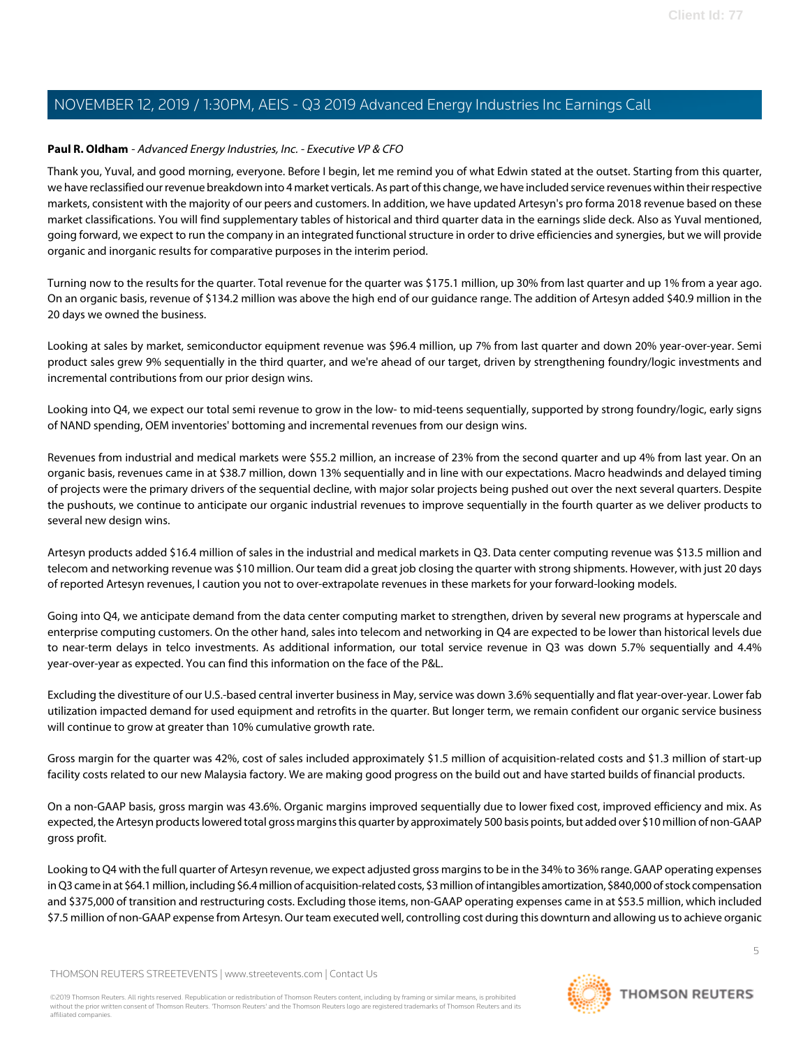**Paul R. Oldham** - *Advanced Energy Industries, Inc. - Executive VP & CFO*

Thank you, Yuval, and good morning, everyone. Before I begin, let me remind you of what Edwin stated at the outset. Starting from this quarter, we have reclassified our revenue breakdown into 4 market verticals. As part of this change, we have included service revenues within their respective markets, consistent with the majority of our peers and customers. In addition, we have updated Artesyn's pro forma 2018 revenue based on these market classifications. You will find supplementary tables of historical and third quarter data in the earnings slide deck. Also as Yuval mentioned, going forward, we expect to run the company in an integrated functional structure in order to drive efficiencies and synergies, but we will provide organic and inorganic results for comparative purposes in the interim period.

Turning now to the results for the quarter. Total revenue for the quarter was $175.1 million, up 30% from last quarter and up 1% from a year ago. On an organic basis, revenue of $134.2 million was above the high end of our guidance range. The addition of Artesyn added $40.9 million in the 20 days we owned the business.

Looking at sales by market, semiconductor equipment revenue was $96.4 million, up 7% from last quarter and down 20% year-over-year. Semi product sales grew 9% sequentially in the third quarter, and we're ahead of our target, driven by strengthening foundry/logic investments and incremental contributions from our prior design wins.

Looking into Q4, we expect our total semi revenue to grow in the low- to mid-teens sequentially, supported by strong foundry/logic, early signs of NAND spending, OEM inventories' bottoming and incremental revenues from our design wins.

Revenues from industrial and medical markets were $55.2 million, an increase of 23% from the second quarter and up 4% from last year. On an organic basis, revenues came in at $38.7 million, down 13% sequentially and in line with our expectations. Macro headwinds and delayed timing of projects were the primary drivers of the sequential decline, with major solar projects being pushed out over the next several quarters. Despite the pushouts, we continue to anticipate our organic industrial revenues to improve sequentially in the fourth quarter as we deliver products to several new design wins.

Artesyn products added $16.4 million of sales in the industrial and medical markets in Q3. Data center computing revenue was $13.5 million and telecom and networking revenue was $10 million. Our team did a great job closing the quarter with strong shipments. However, with just 20 days of reported Artesyn revenues, I caution you not to over-extrapolate revenues in these markets for your forward-looking models.

Going into Q4, we anticipate demand from the data center computing market to strengthen, driven by several new programs at hyperscale and enterprise computing customers. On the other hand, sales into telecom and networking in Q4 are expected to be lower than historical levels due to near-term delays in telco investments. As additional information, our total service revenue in Q3 was down 5.7% sequentially and 4.4% year-over-year as expected. You can find this information on the face of the P&L.

Excluding the divestiture of our U.S.-based central inverter business in May, service was down 3.6% sequentially and flat year-over-year. Lower fab utilization impacted demand for used equipment and retrofits in the quarter. But longer term, we remain confident our organic service business will continue to grow at greater than 10% cumulative growth rate.

Gross margin for the quarter was 42%, cost of sales included approximately $1.5 million of acquisition-related costs and $1.3 million of start-up facility costs related to our new Malaysia factory. We are making good progress on the build out and have started builds of financial products.

On a non-GAAP basis, gross margin was 43.6%. Organic margins improved sequentially due to lower fixed cost, improved efficiency and mix. As expected, the Artesyn products lowered total gross margins this quarter by approximately 500 basis points, but added over $10 million of non-GAAP gross profit.

Looking to Q4 with the full quarter of Artesyn revenue, we expect adjusted gross margins to be in the 34% to 36% range. GAAP operating expenses in Q3 came in at $64.1 million, including $6.4 million of acquisition-related costs, $3 million of intangibles amortization, $840,000 of stock compensation and $375,000 of transition and restructuring costs. Excluding those items, non-GAAP operating expenses came in at $53.5 million, which included $7.5 million of non-GAAP expense from Artesyn. Our team executed well, controlling cost during this downturn and allowing us to achieve organic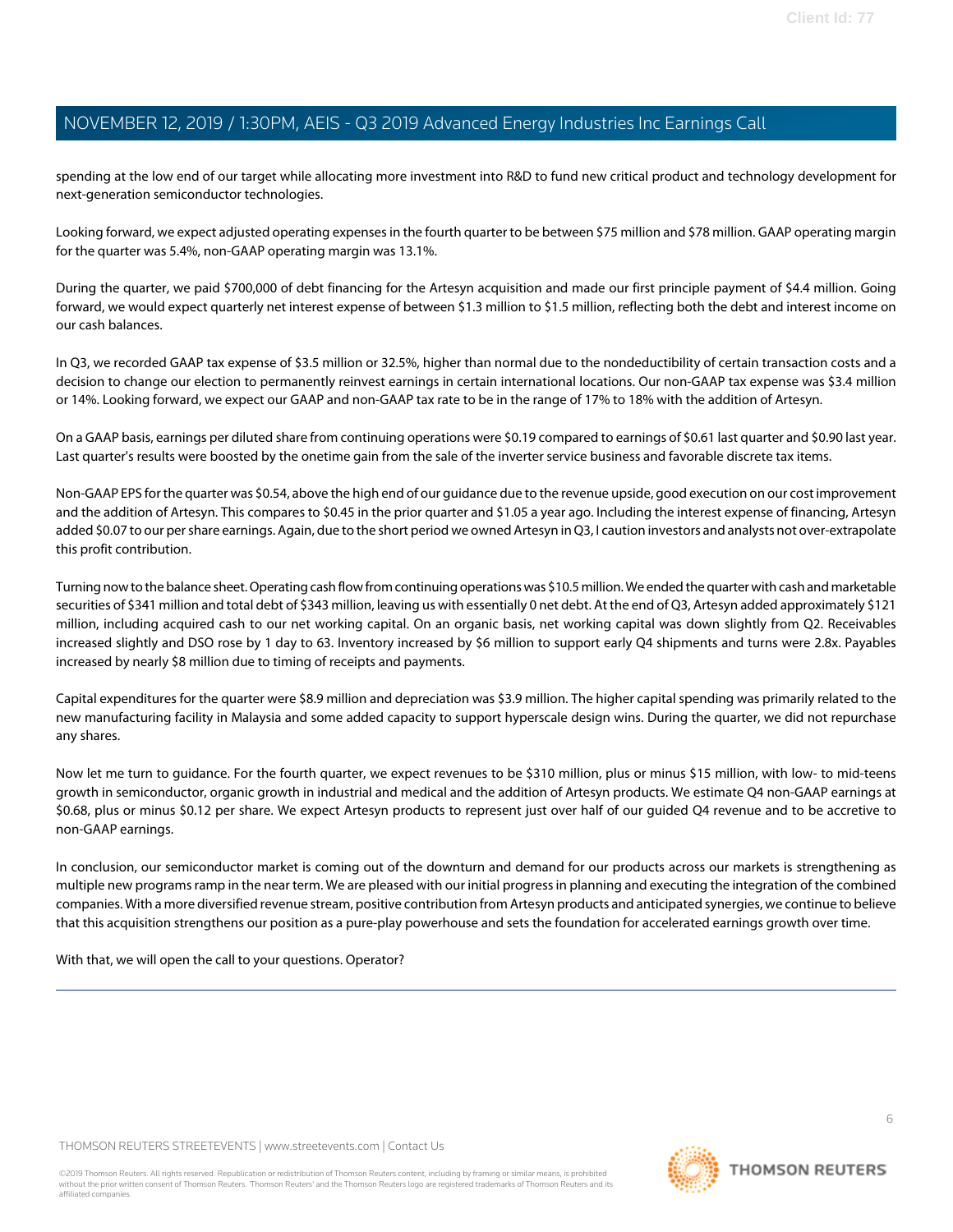spending at the low end of our target while allocating more investment into R&D to fund new critical product and technology development for next-generation semiconductor technologies.

Looking forward, we expect adjusted operating expenses in the fourth quarter to be between $75 million and $78 million. GAAP operating margin for the quarter was 5.4%, non-GAAP operating margin was 13.1%.

During the quarter, we paid $700,000 of debt financing for the Artesyn acquisition and made our first principle payment of $4.4 million. Going forward, we would expect quarterly net interest expense of between $1.3 million to $1.5 million, reflecting both the debt and interest income on our cash balances.

In Q3, we recorded GAAP tax expense of $3.5 million or 32.5%, higher than normal due to the nondeductibility of certain transaction costs and a decision to change our election to permanently reinvest earnings in certain international locations. Our non-GAAP tax expense was $3.4 million or 14%. Looking forward, we expect our GAAP and non-GAAP tax rate to be in the range of 17% to 18% with the addition of Artesyn.

On a GAAP basis, earnings per diluted share from continuing operations were $0.19 compared to earnings of $0.61 last quarter and $0.90 last year. Last quarter's results were boosted by the onetime gain from the sale of the inverter service business and favorable discrete tax items.

Non-GAAP EPS for the quarter was $0.54, above the high end of our guidance due to the revenue upside, good execution on our cost improvement and the addition of Artesyn. This compares to $0.45 in the prior quarter and $1.05 a year ago. Including the interest expense of financing, Artesyn added $0.07 to our per share earnings. Again, due to the short period we owned Artesyn in Q3, I caution investors and analysts not over-extrapolate this profit contribution.

Turning now to the balance sheet. Operating cash flow from continuing operations was $10.5 million. We ended the quarter with cash and marketable securities of $341 million and total debt of $343 million, leaving us with essentially 0 net debt. At the end of Q3, Artesyn added approximately $121 million, including acquired cash to our net working capital. On an organic basis, net working capital was down slightly from Q2. Receivables increased slightly and DSO rose by 1 day to 63. Inventory increased by $6 million to support early Q4 shipments and turns were 2.8x. Payables increased by nearly $8 million due to timing of receipts and payments.

Capital expenditures for the quarter were $8.9 million and depreciation was $3.9 million. The higher capital spending was primarily related to the new manufacturing facility in Malaysia and some added capacity to support hyperscale design wins. During the quarter, we did not repurchase any shares.

Now let me turn to guidance. For the fourth quarter, we expect revenues to be $310 million, plus or minus $15 million, with low- to mid-teens growth in semiconductor, organic growth in industrial and medical and the addition of Artesyn products. We estimate Q4 non-GAAP earnings at $0.68, plus or minus $0.12 per share. We expect Artesyn products to represent just over half of our guided Q4 revenue and to be accretive to non-GAAP earnings.

In conclusion, our semiconductor market is coming out of the downturn and demand for our products across our markets is strengthening as multiple new programs ramp in the near term. We are pleased with our initial progress in planning and executing the integration of the combined companies. With a more diversified revenue stream, positive contribution from Artesyn products and anticipated synergies, we continue to believe that this acquisition strengthens our position as a pure-play powerhouse and sets the foundation for accelerated earnings growth over time.

With that, we will open the call to your questions. Operator?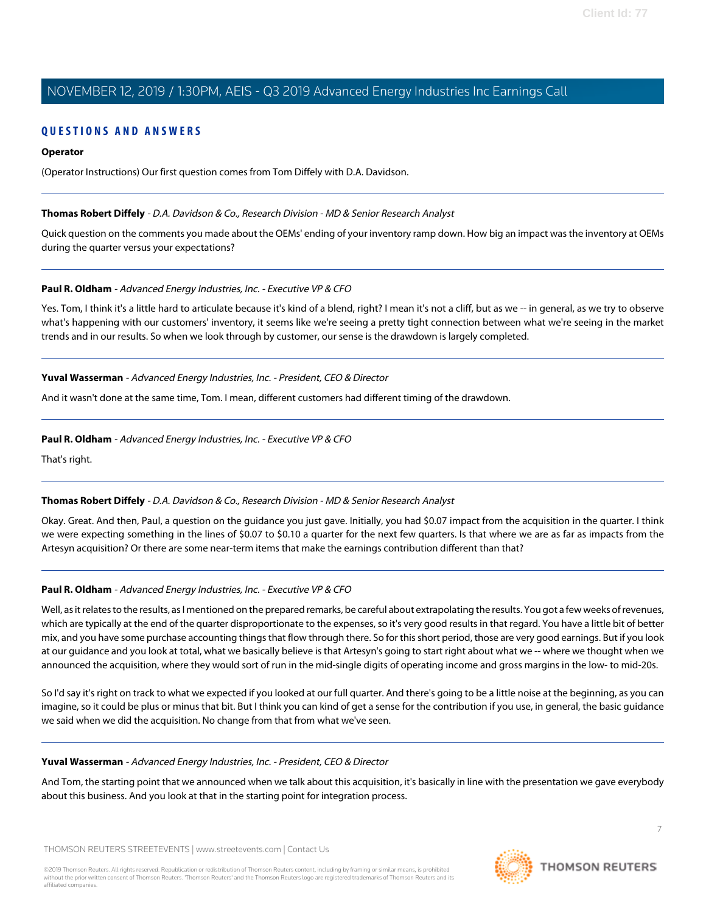## QUESTIONS AND ANSWERS

**Operator**

(Operator Instructions) Our first question comes from Tom Diffely with D.A. Davidson.

---

**Thomas Robert Diffely** - *D.A. Davidson & Co., Research Division - MD & Senior Research Analyst*

Quick question on the comments you made about the OEMs' ending of your inventory ramp down. How big an impact was the inventory at OEMs during the quarter versus your expectations?

---

**Paul R. Oldham** - *Advanced Energy Industries, Inc. - Executive VP & CFO*

Yes. Tom, I think it's a little hard to articulate because it's kind of a blend, right? I mean it's not a cliff, but as we -- in general, as we try to observe what's happening with our customers' inventory, it seems like we're seeing a pretty tight connection between what we're seeing in the market trends and in our results. So when we look through by customer, our sense is the drawdown is largely completed.

---

**Yuval Wasserman** - *Advanced Energy Industries, Inc. - President, CEO & Director*

And it wasn't done at the same time, Tom. I mean, different customers had different timing of the drawdown.

---

**Paul R. Oldham** - *Advanced Energy Industries, Inc. - Executive VP & CFO*

That's right.

---

**Thomas Robert Diffely** - *D.A. Davidson & Co., Research Division - MD & Senior Research Analyst*

Okay. Great. And then, Paul, a question on the guidance you just gave. Initially, you had $0.07 impact from the acquisition in the quarter. I think we were expecting something in the lines of $0.07 to $0.10 a quarter for the next few quarters. Is that where we are as far as impacts from the Artesyn acquisition? Or there are some near-term items that make the earnings contribution different than that?

---

**Paul R. Oldham** - *Advanced Energy Industries, Inc. - Executive VP & CFO*

Well, as it relates to the results, as I mentioned on the prepared remarks, be careful about extrapolating the results. You got a few weeks of revenues, which are typically at the end of the quarter disproportionate to the expenses, so it's very good results in that regard. You have a little bit of better mix, and you have some purchase accounting things that flow through there. So for this short period, those are very good earnings. But if you look at our guidance and you look at total, what we basically believe is that Artesyn's going to start right about what we -- where we thought when we announced the acquisition, where they would sort of run in the mid-single digits of operating income and gross margins in the low- to mid-20s.

So I'd say it's right on track to what we expected if you looked at our full quarter. And there's going to be a little noise at the beginning, as you can imagine, so it could be plus or minus that bit. But I think you can kind of get a sense for the contribution if you use, in general, the basic guidance we said when we did the acquisition. No change from that from what we've seen.

---

**Yuval Wasserman** - *Advanced Energy Industries, Inc. - President, CEO & Director*

And Tom, the starting point that we announced when we talk about this acquisition, it's basically in line with the presentation we gave everybody about this business. And you look at that in the starting point for integration process.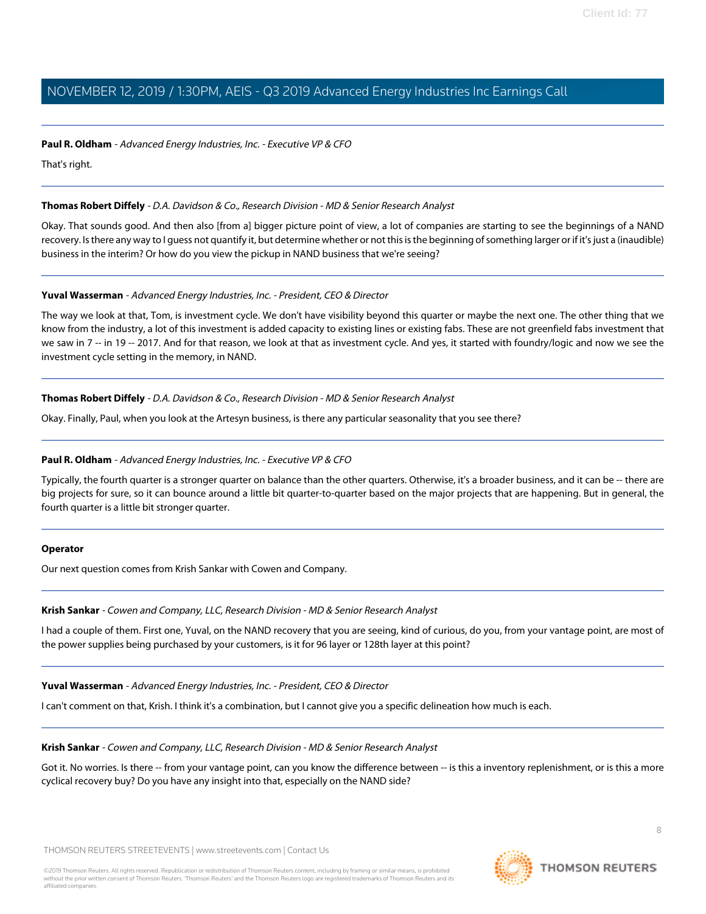**Paul R. Oldham** - *Advanced Energy Industries, Inc. - Executive VP & CFO*

That's right.

---

**Thomas Robert Diffely** - *D.A. Davidson & Co., Research Division - MD & Senior Research Analyst*

Okay. That sounds good. And then also [from a] bigger picture point of view, a lot of companies are starting to see the beginnings of a NAND recovery. Is there any way to I guess not quantify it, but determine whether or not this is the beginning of something larger or if it's just a (inaudible) business in the interim? Or how do you view the pickup in NAND business that we're seeing?

---

**Yuval Wasserman** - *Advanced Energy Industries, Inc. - President, CEO & Director*

The way we look at that, Tom, is investment cycle. We don't have visibility beyond this quarter or maybe the next one. The other thing that we know from the industry, a lot of this investment is added capacity to existing lines or existing fabs. These are not greenfield fabs investment that we saw in 7 -- in 19 -- 2017. And for that reason, we look at that as investment cycle. And yes, it started with foundry/logic and now we see the investment cycle setting in the memory, in NAND.

---

**Thomas Robert Diffely** - *D.A. Davidson & Co., Research Division - MD & Senior Research Analyst*

Okay. Finally, Paul, when you look at the Artesyn business, is there any particular seasonality that you see there?

---

**Paul R. Oldham** - *Advanced Energy Industries, Inc. - Executive VP & CFO*

Typically, the fourth quarter is a stronger quarter on balance than the other quarters. Otherwise, it's a broader business, and it can be -- there are big projects for sure, so it can bounce around a little bit quarter-to-quarter based on the major projects that are happening. But in general, the fourth quarter is a little bit stronger quarter.

---

**Operator**

Our next question comes from Krish Sankar with Cowen and Company.

---

**Krish Sankar** - *Cowen and Company, LLC, Research Division - MD & Senior Research Analyst*

I had a couple of them. First one, Yuval, on the NAND recovery that you are seeing, kind of curious, do you, from your vantage point, are most of the power supplies being purchased by your customers, is it for 96 layer or 128th layer at this point?

---

**Yuval Wasserman** - *Advanced Energy Industries, Inc. - President, CEO & Director*

I can't comment on that, Krish. I think it's a combination, but I cannot give you a specific delineation how much is each.

---

**Krish Sankar** - *Cowen and Company, LLC, Research Division - MD & Senior Research Analyst*

Got it. No worries. Is there -- from your vantage point, can you know the difference between -- is this a inventory replenishment, or is this a more cyclical recovery buy? Do you have any insight into that, especially on the NAND side?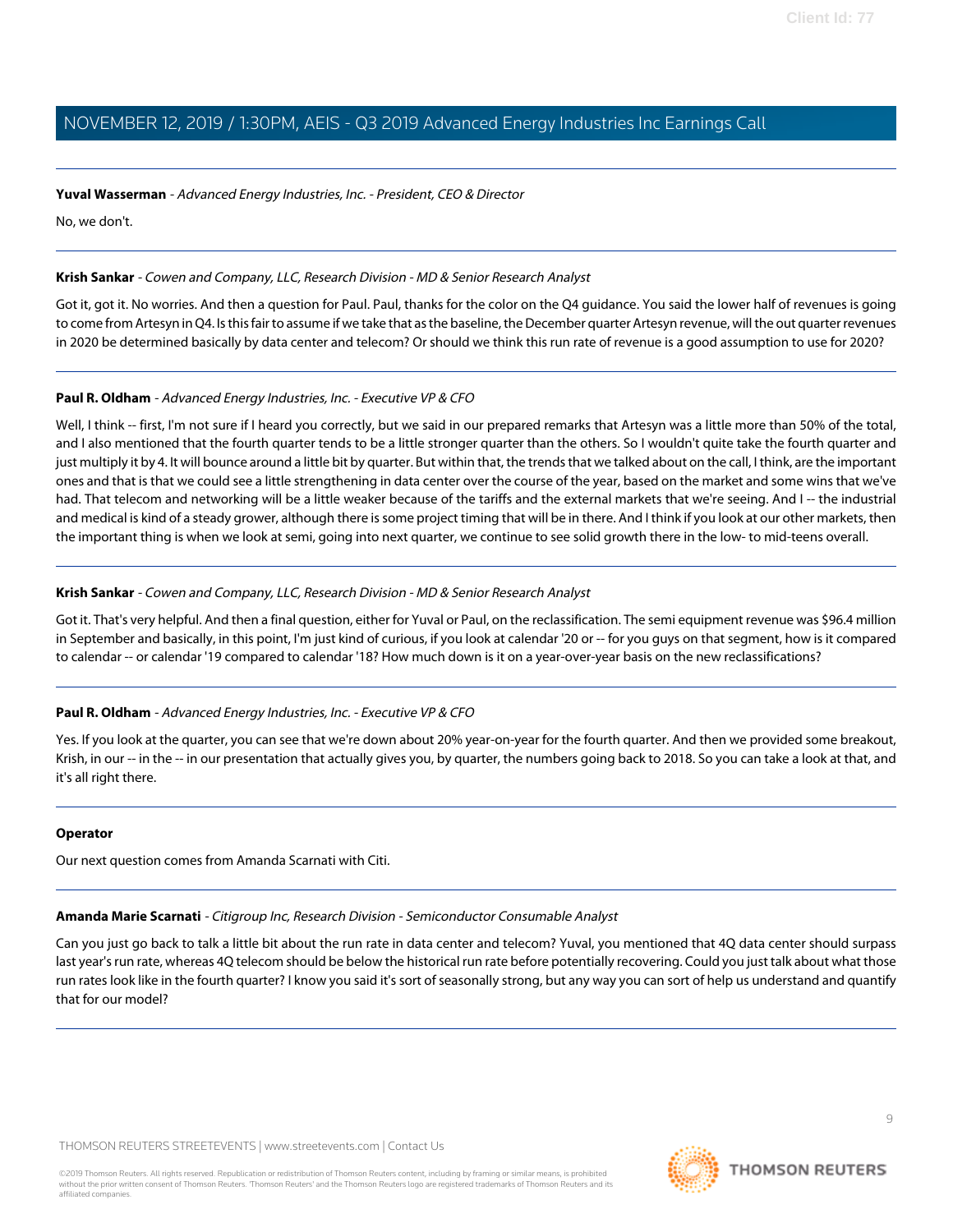**Yuval Wasserman** - *Advanced Energy Industries, Inc. - President, CEO & Director*

No, we don't.

---

**Krish Sankar** - *Cowen and Company, LLC, Research Division - MD & Senior Research Analyst*

Got it, got it. No worries. And then a question for Paul. Paul, thanks for the color on the Q4 guidance. You said the lower half of revenues is going to come from Artesyn in Q4. Is this fair to assume if we take that as the baseline, the December quarter Artesyn revenue, will the out quarter revenues in 2020 be determined basically by data center and telecom? Or should we think this run rate of revenue is a good assumption to use for 2020?

---

**Paul R. Oldham** - *Advanced Energy Industries, Inc. - Executive VP & CFO*

Well, I think -- first, I'm not sure if I heard you correctly, but we said in our prepared remarks that Artesyn was a little more than 50% of the total, and I also mentioned that the fourth quarter tends to be a little stronger quarter than the others. So I wouldn't quite take the fourth quarter and just multiply it by 4. It will bounce around a little bit by quarter. But within that, the trends that we talked about on the call, I think, are the important ones and that is that we could see a little strengthening in data center over the course of the year, based on the market and some wins that we've had. That telecom and networking will be a little weaker because of the tariffs and the external markets that we're seeing. And I -- the industrial and medical is kind of a steady grower, although there is some project timing that will be in there. And I think if you look at our other markets, then the important thing is when we look at semi, going into next quarter, we continue to see solid growth there in the low- to mid-teens overall.

---

**Krish Sankar** - *Cowen and Company, LLC, Research Division - MD & Senior Research Analyst*

Got it. That's very helpful. And then a final question, either for Yuval or Paul, on the reclassification. The semi equipment revenue was $96.4 million in September and basically, in this point, I'm just kind of curious, if you look at calendar '20 or -- for you guys on that segment, how is it compared to calendar -- or calendar '19 compared to calendar '18? How much down is it on a year-over-year basis on the new reclassifications?

---

**Paul R. Oldham** - *Advanced Energy Industries, Inc. - Executive VP & CFO*

Yes. If you look at the quarter, you can see that we're down about 20% year-on-year for the fourth quarter. And then we provided some breakout, Krish, in our -- in the -- in our presentation that actually gives you, by quarter, the numbers going back to 2018. So you can take a look at that, and it's all right there.

---

**Operator**

Our next question comes from Amanda Scarnati with Citi.

---

**Amanda Marie Scarnati** - *Citigroup Inc, Research Division - Semiconductor Consumable Analyst*

Can you just go back to talk a little bit about the run rate in data center and telecom? Yuval, you mentioned that 4Q data center should surpass last year's run rate, whereas 4Q telecom should be below the historical run rate before potentially recovering. Could you just talk about what those run rates look like in the fourth quarter? I know you said it's sort of seasonally strong, but any way you can sort of help us understand and quantify that for our model?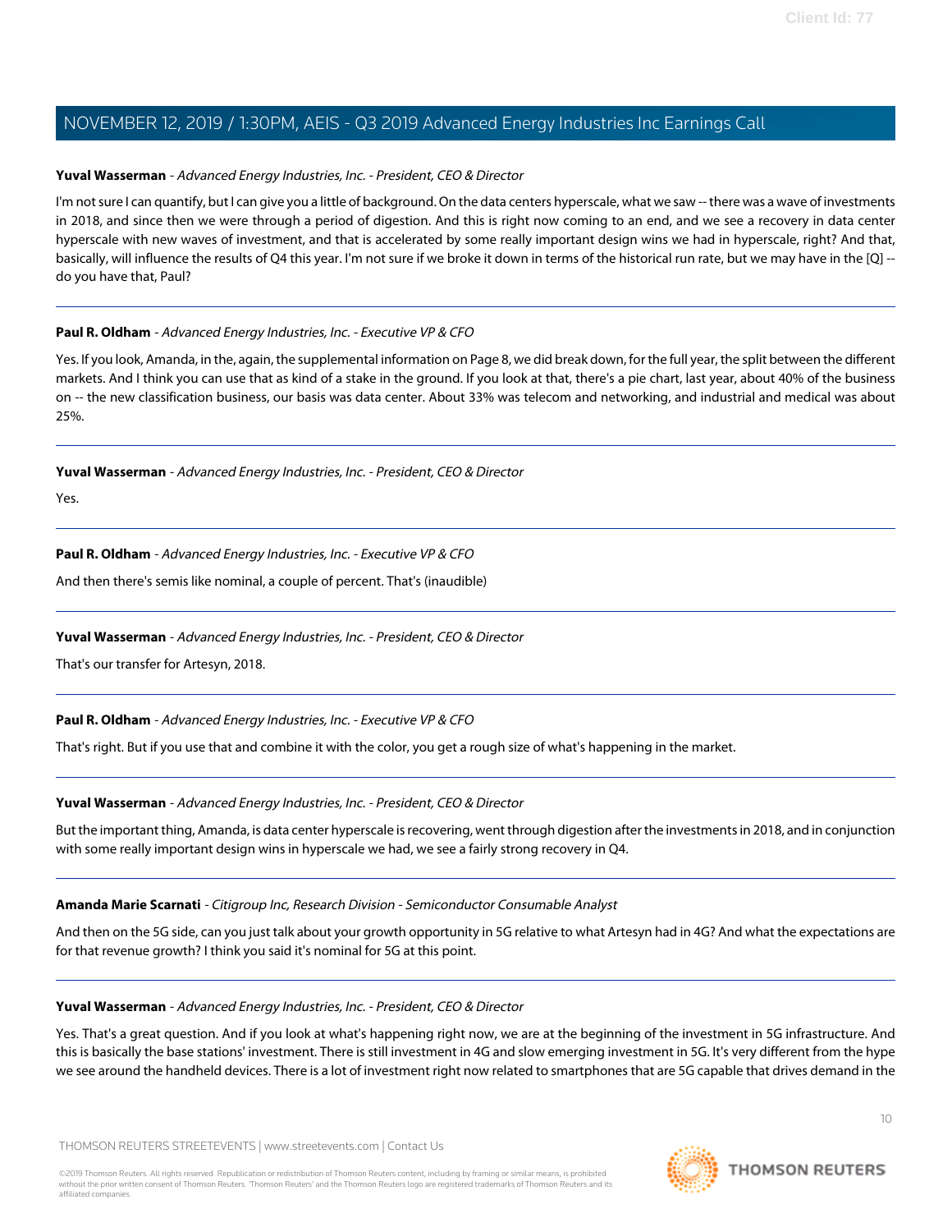**Yuval Wasserman** - *Advanced Energy Industries, Inc. - President, CEO & Director*

I'm not sure I can quantify, but I can give you a little of background. On the data centers hyperscale, what we saw -- there was a wave of investments in 2018, and since then we were through a period of digestion. And this is right now coming to an end, and we see a recovery in data center hyperscale with new waves of investment, and that is accelerated by some really important design wins we had in hyperscale, right? And that, basically, will influence the results of Q4 this year. I'm not sure if we broke it down in terms of the historical run rate, but we may have in the [Q] -- do you have that, Paul?

---

**Paul R. Oldham** - *Advanced Energy Industries, Inc. - Executive VP & CFO*

Yes. If you look, Amanda, in the, again, the supplemental information on Page 8, we did break down, for the full year, the split between the different markets. And I think you can use that as kind of a stake in the ground. If you look at that, there's a pie chart, last year, about 40% of the business on -- the new classification business, our basis was data center. About 33% was telecom and networking, and industrial and medical was about 25%.

---

**Yuval Wasserman** - *Advanced Energy Industries, Inc. - President, CEO & Director*

Yes.

---

**Paul R. Oldham** - *Advanced Energy Industries, Inc. - Executive VP & CFO*

And then there's semis like nominal, a couple of percent. That's (inaudible)

---

**Yuval Wasserman** - *Advanced Energy Industries, Inc. - President, CEO & Director*

That's our transfer for Artesyn, 2018.

---

**Paul R. Oldham** - *Advanced Energy Industries, Inc. - Executive VP & CFO*

That's right. But if you use that and combine it with the color, you get a rough size of what's happening in the market.

---

**Yuval Wasserman** - *Advanced Energy Industries, Inc. - President, CEO & Director*

But the important thing, Amanda, is data center hyperscale is recovering, went through digestion after the investments in 2018, and in conjunction with some really important design wins in hyperscale we had, we see a fairly strong recovery in Q4.

---

**Amanda Marie Scarnati** - *Citigroup Inc, Research Division - Semiconductor Consumable Analyst*

And then on the 5G side, can you just talk about your growth opportunity in 5G relative to what Artesyn had in 4G? And what the expectations are for that revenue growth? I think you said it's nominal for 5G at this point.

---

**Yuval Wasserman** - *Advanced Energy Industries, Inc. - President, CEO & Director*

Yes. That's a great question. And if you look at what's happening right now, we are at the beginning of the investment in 5G infrastructure. And this is basically the base stations' investment. There is still investment in 4G and slow emerging investment in 5G. It's very different from the hype we see around the handheld devices. There is a lot of investment right now related to smartphones that are 5G capable that drives demand in the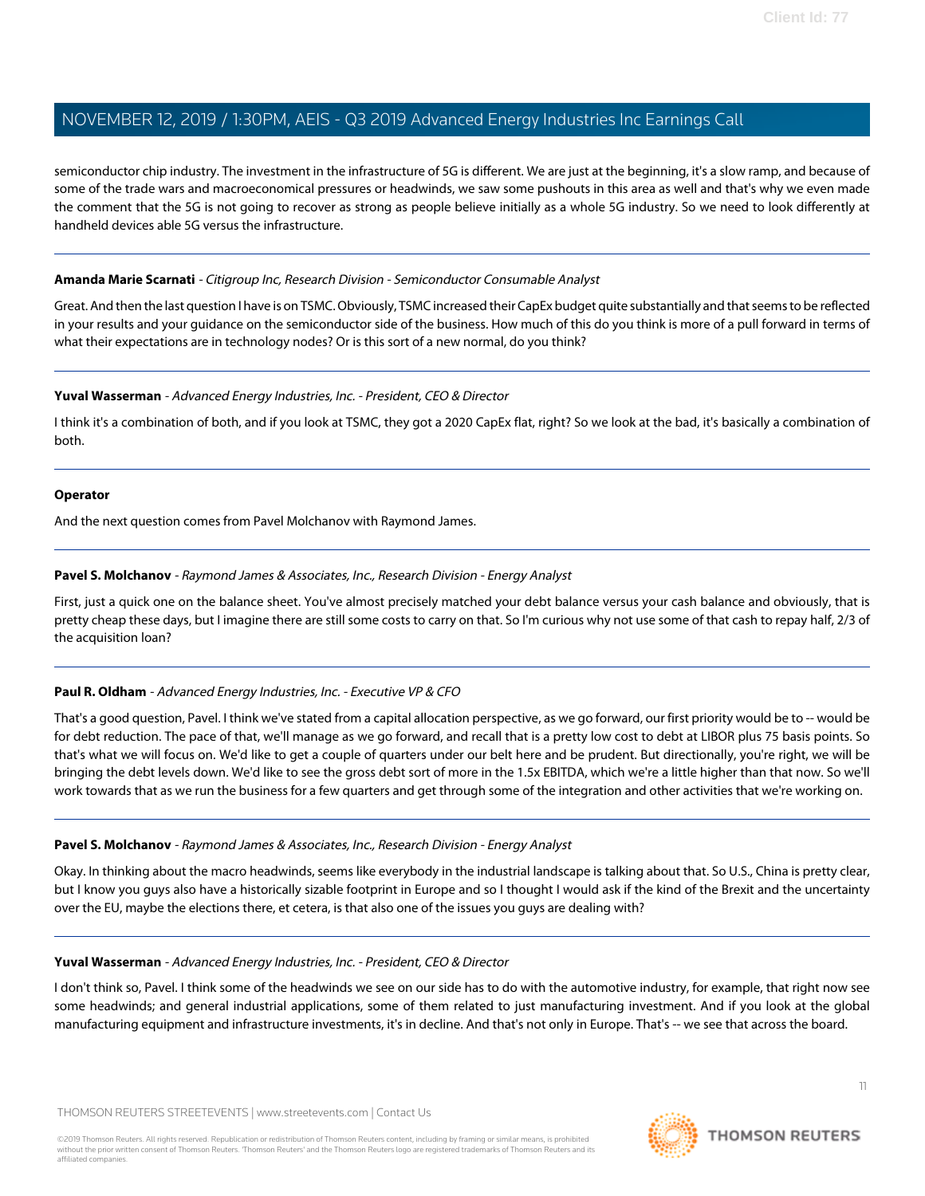semiconductor chip industry. The investment in the infrastructure of 5G is different. We are just at the beginning, it's a slow ramp, and because of some of the trade wars and macroeconomical pressures or headwinds, we saw some pushouts in this area as well and that's why we even made the comment that the 5G is not going to recover as strong as people believe initially as a whole 5G industry. So we need to look differently at handheld devices able 5G versus the infrastructure.

---

**Amanda Marie Scarnati** - *Citigroup Inc, Research Division - Semiconductor Consumable Analyst*

Great. And then the last question I have is on TSMC. Obviously, TSMC increased their CapEx budget quite substantially and that seems to be reflected in your results and your guidance on the semiconductor side of the business. How much of this do you think is more of a pull forward in terms of what their expectations are in technology nodes? Or is this sort of a new normal, do you think?

---

**Yuval Wasserman** - *Advanced Energy Industries, Inc. - President, CEO & Director*

I think it's a combination of both, and if you look at TSMC, they got a 2020 CapEx flat, right? So we look at the bad, it's basically a combination of both.

---

**Operator**

And the next question comes from Pavel Molchanov with Raymond James.

---

**Pavel S. Molchanov** - *Raymond James & Associates, Inc., Research Division - Energy Analyst*

First, just a quick one on the balance sheet. You've almost precisely matched your debt balance versus your cash balance and obviously, that is pretty cheap these days, but I imagine there are still some costs to carry on that. So I'm curious why not use some of that cash to repay half, 2/3 of the acquisition loan?

---

**Paul R. Oldham** - *Advanced Energy Industries, Inc. - Executive VP & CFO*

That's a good question, Pavel. I think we've stated from a capital allocation perspective, as we go forward, our first priority would be to -- would be for debt reduction. The pace of that, we'll manage as we go forward, and recall that is a pretty low cost to debt at LIBOR plus 75 basis points. So that's what we will focus on. We'd like to get a couple of quarters under our belt here and be prudent. But directionally, you're right, we will be bringing the debt levels down. We'd like to see the gross debt sort of more in the 1.5x EBITDA, which we're a little higher than that now. So we'll work towards that as we run the business for a few quarters and get through some of the integration and other activities that we're working on.

---

**Pavel S. Molchanov** - *Raymond James & Associates, Inc., Research Division - Energy Analyst*

Okay. In thinking about the macro headwinds, seems like everybody in the industrial landscape is talking about that. So U.S., China is pretty clear, but I know you guys also have a historically sizable footprint in Europe and so I thought I would ask if the kind of the Brexit and the uncertainty over the EU, maybe the elections there, et cetera, is that also one of the issues you guys are dealing with?

---

**Yuval Wasserman** - *Advanced Energy Industries, Inc. - President, CEO & Director*

I don't think so, Pavel. I think some of the headwinds we see on our side has to do with the automotive industry, for example, that right now see some headwinds; and general industrial applications, some of them related to just manufacturing investment. And if you look at the global manufacturing equipment and infrastructure investments, it's in decline. And that's not only in Europe. That's -- we see that across the board.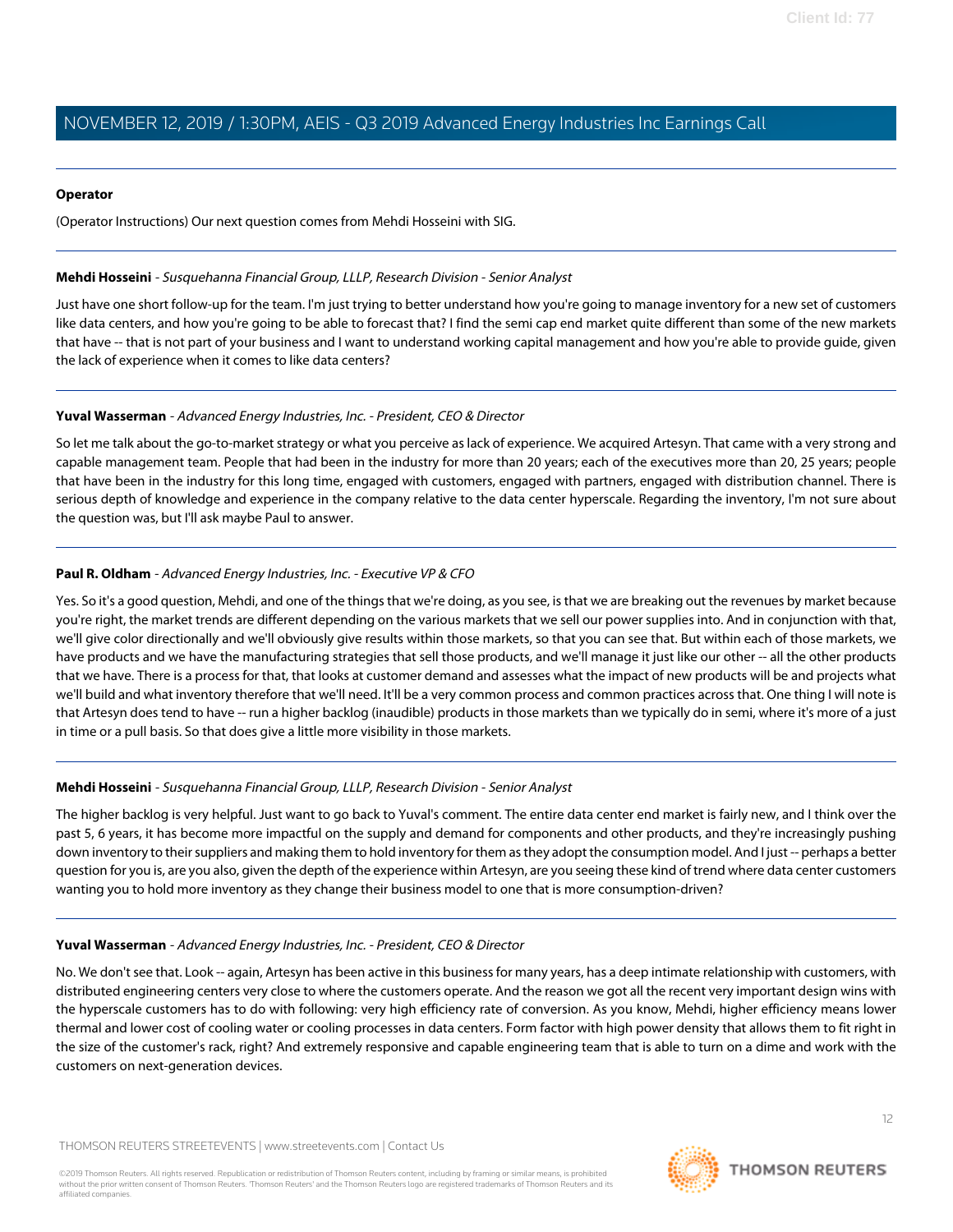**Operator**

(Operator Instructions) Our next question comes from Mehdi Hosseini with SIG.

---

**Mehdi Hosseini** - *Susquehanna Financial Group, LLLP, Research Division - Senior Analyst*

Just have one short follow-up for the team. I'm just trying to better understand how you're going to manage inventory for a new set of customers like data centers, and how you're going to be able to forecast that? I find the semi cap end market quite different than some of the new markets that have -- that is not part of your business and I want to understand working capital management and how you're able to provide guide, given the lack of experience when it comes to like data centers?

---

**Yuval Wasserman** - *Advanced Energy Industries, Inc. - President, CEO & Director*

So let me talk about the go-to-market strategy or what you perceive as lack of experience. We acquired Artesyn. That came with a very strong and capable management team. People that had been in the industry for more than 20 years; each of the executives more than 20, 25 years; people that have been in the industry for this long time, engaged with customers, engaged with partners, engaged with distribution channel. There is serious depth of knowledge and experience in the company relative to the data center hyperscale. Regarding the inventory, I'm not sure about the question was, but I'll ask maybe Paul to answer.

---

**Paul R. Oldham** - *Advanced Energy Industries, Inc. - Executive VP & CFO*

Yes. So it's a good question, Mehdi, and one of the things that we're doing, as you see, is that we are breaking out the revenues by market because you're right, the market trends are different depending on the various markets that we sell our power supplies into. And in conjunction with that, we'll give color directionally and we'll obviously give results within those markets, so that you can see that. But within each of those markets, we have products and we have the manufacturing strategies that sell those products, and we'll manage it just like our other -- all the other products that we have. There is a process for that, that looks at customer demand and assesses what the impact of new products will be and projects what we'll build and what inventory therefore that we'll need. It'll be a very common process and common practices across that. One thing I will note is that Artesyn does tend to have -- run a higher backlog (inaudible) products in those markets than we typically do in semi, where it's more of a just in time or a pull basis. So that does give a little more visibility in those markets.

---

**Mehdi Hosseini** - *Susquehanna Financial Group, LLLP, Research Division - Senior Analyst*

The higher backlog is very helpful. Just want to go back to Yuval's comment. The entire data center end market is fairly new, and I think over the past 5, 6 years, it has become more impactful on the supply and demand for components and other products, and they're increasingly pushing down inventory to their suppliers and making them to hold inventory for them as they adopt the consumption model. And I just -- perhaps a better question for you is, are you also, given the depth of the experience within Artesyn, are you seeing these kind of trend where data center customers wanting you to hold more inventory as they change their business model to one that is more consumption-driven?

---

**Yuval Wasserman** - *Advanced Energy Industries, Inc. - President, CEO & Director*

No. We don't see that. Look -- again, Artesyn has been active in this business for many years, has a deep intimate relationship with customers, with distributed engineering centers very close to where the customers operate. And the reason we got all the recent very important design wins with the hyperscale customers has to do with following: very high efficiency rate of conversion. As you know, Mehdi, higher efficiency means lower thermal and lower cost of cooling water or cooling processes in data centers. Form factor with high power density that allows them to fit right in the size of the customer's rack, right? And extremely responsive and capable engineering team that is able to turn on a dime and work with the customers on next-generation devices.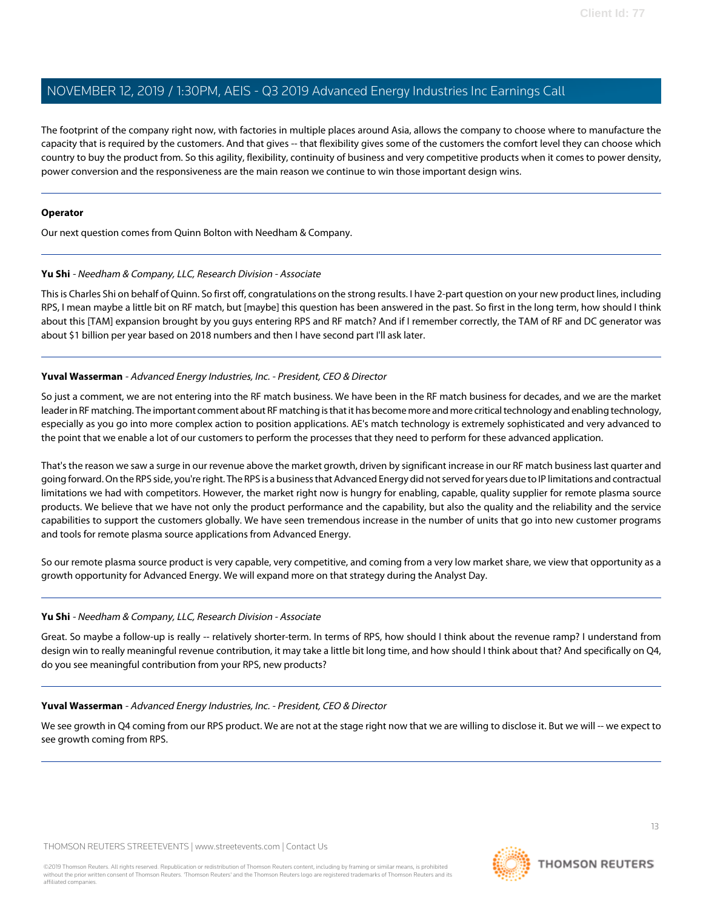The footprint of the company right now, with factories in multiple places around Asia, allows the company to choose where to manufacture the capacity that is required by the customers. And that gives -- that flexibility gives some of the customers the comfort level they can choose which country to buy the product from. So this agility, flexibility, continuity of business and very competitive products when it comes to power density, power conversion and the responsiveness are the main reason we continue to win those important design wins.

---

**Operator**

Our next question comes from Quinn Bolton with Needham & Company.

---

**Yu Shi** - *Needham & Company, LLC, Research Division - Associate*

This is Charles Shi on behalf of Quinn. So first off, congratulations on the strong results. I have 2-part question on your new product lines, including RPS, I mean maybe a little bit on RF match, but [maybe] this question has been answered in the past. So first in the long term, how should I think about this [TAM] expansion brought by you guys entering RPS and RF match? And if I remember correctly, the TAM of RF and DC generator was about $1 billion per year based on 2018 numbers and then I have second part I'll ask later.

---

**Yuval Wasserman** - *Advanced Energy Industries, Inc. - President, CEO & Director*

So just a comment, we are not entering into the RF match business. We have been in the RF match business for decades, and we are the market leader in RF matching. The important comment about RF matching is that it has become more and more critical technology and enabling technology, especially as you go into more complex action to position applications. AE's match technology is extremely sophisticated and very advanced to the point that we enable a lot of our customers to perform the processes that they need to perform for these advanced application.

That's the reason we saw a surge in our revenue above the market growth, driven by significant increase in our RF match business last quarter and going forward. On the RPS side, you're right. The RPS is a business that Advanced Energy did not served for years due to IP limitations and contractual limitations we had with competitors. However, the market right now is hungry for enabling, capable, quality supplier for remote plasma source products. We believe that we have not only the product performance and the capability, but also the quality and the reliability and the service capabilities to support the customers globally. We have seen tremendous increase in the number of units that go into new customer programs and tools for remote plasma source applications from Advanced Energy.

So our remote plasma source product is very capable, very competitive, and coming from a very low market share, we view that opportunity as a growth opportunity for Advanced Energy. We will expand more on that strategy during the Analyst Day.

---

**Yu Shi** - *Needham & Company, LLC, Research Division - Associate*

Great. So maybe a follow-up is really -- relatively shorter-term. In terms of RPS, how should I think about the revenue ramp? I understand from design win to really meaningful revenue contribution, it may take a little bit long time, and how should I think about that? And specifically on Q4, do you see meaningful contribution from your RPS, new products?

---

**Yuval Wasserman** - *Advanced Energy Industries, Inc. - President, CEO & Director*

We see growth in Q4 coming from our RPS product. We are not at the stage right now that we are willing to disclose it. But we will -- we expect to see growth coming from RPS.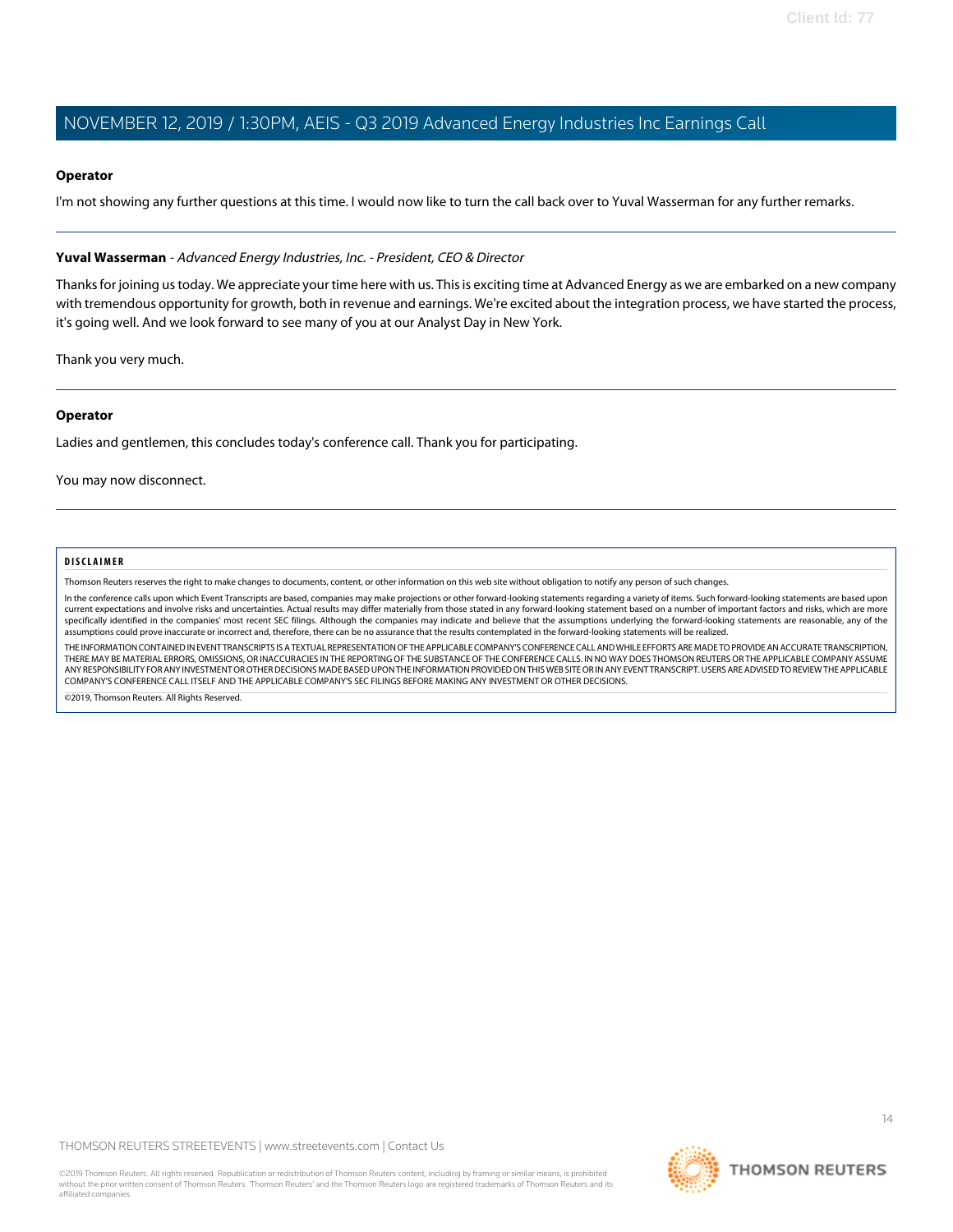**Operator**

I'm not showing any further questions at this time. I would now like to turn the call back over to Yuval Wasserman for any further remarks.

---

**Yuval Wasserman** - *Advanced Energy Industries, Inc. - President, CEO & Director*

Thanks for joining us today. We appreciate your time here with us. This is exciting time at Advanced Energy as we are embarked on a new company with tremendous opportunity for growth, both in revenue and earnings. We're excited about the integration process, we have started the process, it's going well. And we look forward to see many of you at our Analyst Day in New York.

Thank you very much.

---

**Operator**

Ladies and gentlemen, this concludes today's conference call. Thank you for participating.

You may now disconnect.

---

**DISCLAIMER**

Thomson Reuters reserves the right to make changes to documents, content, or other information on this web site without obligation to notify any person of such changes.

In the conference calls upon which Event Transcripts are based, companies may make projections or other forward-looking statements regarding a variety of items. Such forward-looking statements are based upon current expectations and involve risks and uncertainties. Actual results may differ materially from those stated in any forward-looking statement based on a number of important factors and risks, which are more specifically identified in the companies' most recent SEC filings. Although the companies may indicate and believe that the assumptions underlying the forward-looking statements are reasonable, any of the assumptions could prove inaccurate or incorrect and, therefore, there can be no assurance that the results contemplated in the forward-looking statements will be realized.

THE INFORMATION CONTAINED IN EVENT TRANSCRIPTS IS A TEXTUAL REPRESENTATION OF THE APPLICABLE COMPANY'S CONFERENCE CALL AND WHILE EFFORTS ARE MADE TO PROVIDE AN ACCURATE TRANSCRIPTION, THERE MAY BE MATERIAL ERRORS, OMISSIONS, OR INACCURACIES IN THE REPORTING OF THE SUBSTANCE OF THE CONFERENCE CALLS. IN NO WAY DOES THOMSON REUTERS OR THE APPLICABLE COMPANY ASSUME ANY RESPONSIBILITY FOR ANY INVESTMENT OR OTHER DECISIONS MADE BASED UPON THE INFORMATION PROVIDED ON THIS WEB SITE OR IN ANY EVENT TRANSCRIPT. USERS ARE ADVISED TO REVIEW THE APPLICABLE COMPANY'S CONFERENCE CALL ITSELF AND THE APPLICABLE COMPANY'S SEC FILINGS BEFORE MAKING ANY INVESTMENT OR OTHER DECISIONS.

©2019, Thomson Reuters. All Rights Reserved.